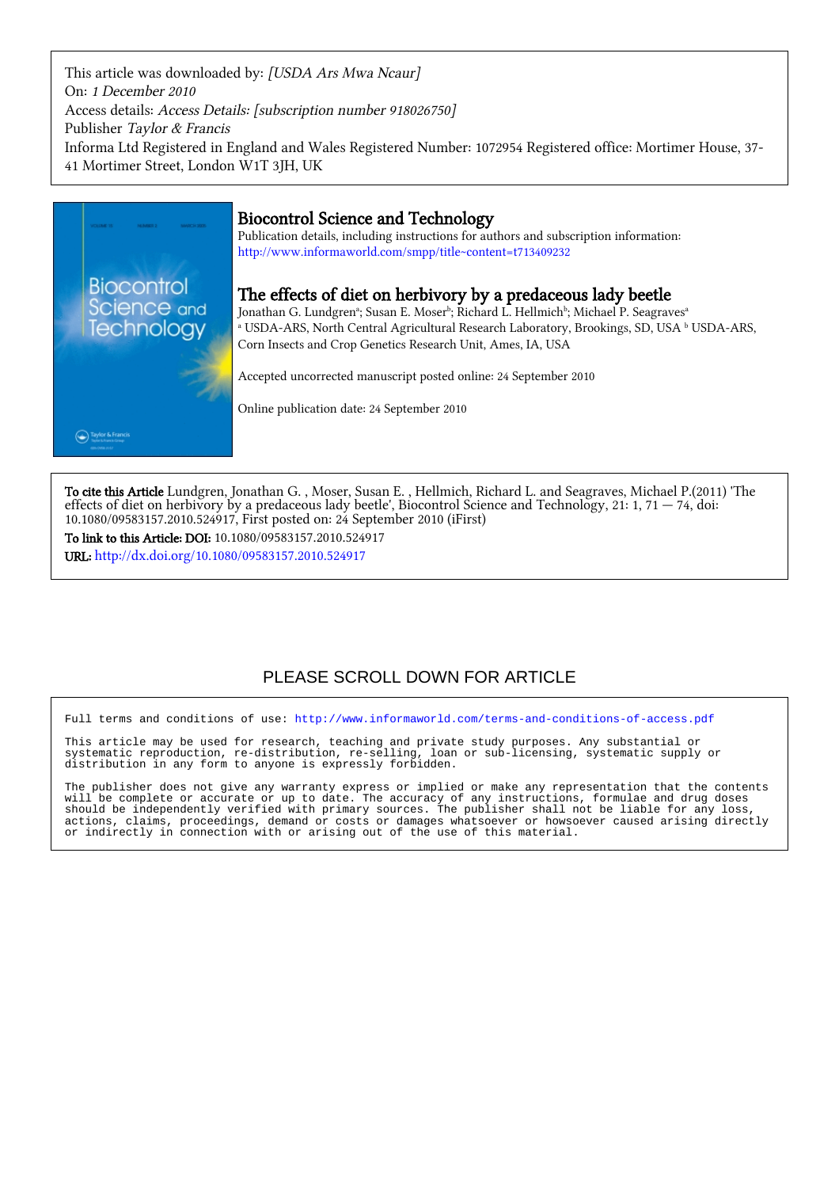This article was downloaded by: *[USDA Ars Mwa Ncaur]*
On: *1 December 2010*
Access details: *Access Details: [subscription number 918026750]*
Publisher *Taylor & Francis*
Informa Ltd Registered in England and Wales Registered Number: 1072954 Registered office: Mortimer House, 37-41 Mortimer Street, London W1T 3JH, UK

# Biocontrol Science and Technology

Publication details, including instructions for authors and subscription information:
http://www.informaworld.com/smpp/title~content=t713409232

## The effects of diet on herbivory by a predaceous lady beetle

Jonathan G. Lundgren[a]; Susan E. Moser[b]; Richard L. Hellmich[b]; Michael P. Seagraves[a]
[a] USDA-ARS, North Central Agricultural Research Laboratory, Brookings, SD, USA [b] USDA-ARS, Corn Insects and Crop Genetics Research Unit, Ames, IA, USA

Accepted uncorrected manuscript posted online: 24 September 2010

Online publication date: 24 September 2010

**To cite this Article** Lundgren, Jonathan G. , Moser, Susan E. , Hellmich, Richard L. and Seagraves, Michael P.(2011) 'The effects of diet on herbivory by a predaceous lady beetle', Biocontrol Science and Technology, 21: 1, 71 — 74, doi: 10.1080/09583157.2010.524917, First posted on: 24 September 2010 (iFirst)

**To link to this Article: DOI:** 10.1080/09583157.2010.524917

**URL:** http://dx.doi.org/10.1080/09583157.2010.524917

PLEASE SCROLL DOWN FOR ARTICLE

```
Full terms and conditions of use: http://www.informaworld.com/terms-and-conditions-of-access.pdf

This article may be used for research, teaching and private study purposes. Any substantial or
systematic reproduction, re-distribution, re-selling, loan or sub-licensing, systematic supply or
distribution in any form to anyone is expressly forbidden.

The publisher does not give any warranty express or implied or make any representation that the contents
will be complete or accurate or up to date. The accuracy of any instructions, formulae and drug doses
should be independently verified with primary sources. The publisher shall not be liable for any loss,
actions, claims, proceedings, demand or costs or damages whatsoever or howsoever caused arising directly
or indirectly in connection with or arising out of the use of this material.
```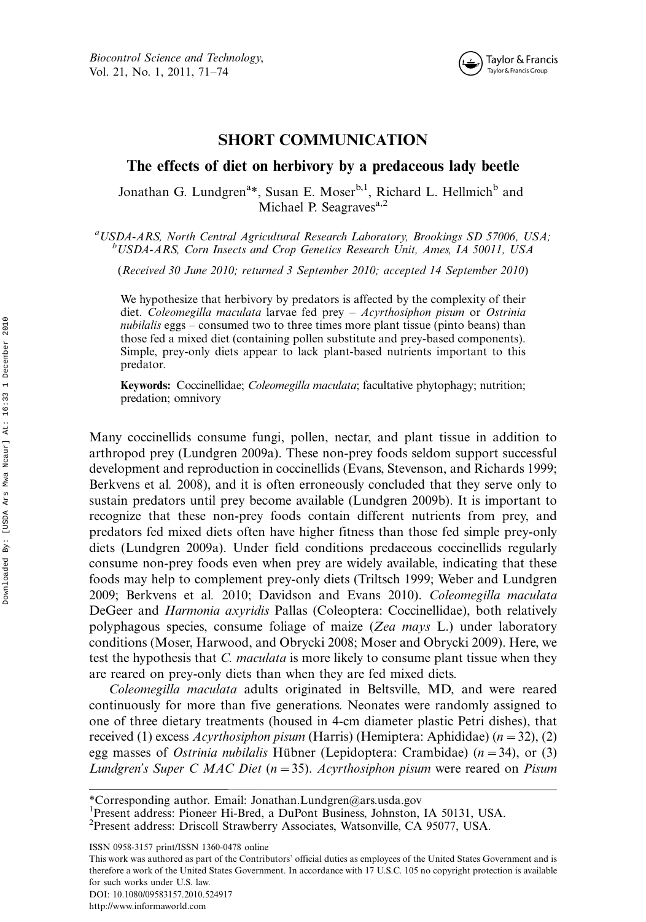**SHORT COMMUNICATION**

# The effects of diet on herbivory by a predaceous lady beetle

Jonathan G. Lundgren[a]*, Susan E. Moser[b,1], Richard L. Hellmich[b] and Michael P. Seagraves[a,2]

[a]*USDA-ARS, North Central Agricultural Research Laboratory, Brookings SD 57006, USA;* [b]*USDA-ARS, Corn Insects and Crop Genetics Research Unit, Ames, IA 50011, USA*

(*Received 30 June 2010; returned 3 September 2010; accepted 14 September 2010*)

We hypothesize that herbivory by predators is affected by the complexity of their diet. *Coleomegilla maculata* larvae fed prey – *Acyrthosiphon pisum* or *Ostrinia nubilalis* eggs – consumed two to three times more plant tissue (pinto beans) than those fed a mixed diet (containing pollen substitute and prey-based components). Simple, prey-only diets appear to lack plant-based nutrients important to this predator.

**Keywords:** Coccinellidae; *Coleomegilla maculata*; facultative phytophagy; nutrition; predation; omnivory

Many coccinellids consume fungi, pollen, nectar, and plant tissue in addition to arthropod prey (Lundgren 2009a). These non-prey foods seldom support successful development and reproduction in coccinellids (Evans, Stevenson, and Richards 1999; Berkvens et al. 2008), and it is often erroneously concluded that they serve only to sustain predators until prey become available (Lundgren 2009b). It is important to recognize that these non-prey foods contain different nutrients from prey, and predators fed mixed diets often have higher fitness than those fed simple prey-only diets (Lundgren 2009a). Under field conditions predaceous coccinellids regularly consume non-prey foods even when prey are widely available, indicating that these foods may help to complement prey-only diets (Triltsch 1999; Weber and Lundgren 2009; Berkvens et al. 2010; Davidson and Evans 2010). *Coleomegilla maculata* DeGeer and *Harmonia axyridis* Pallas (Coleoptera: Coccinellidae), both relatively polyphagous species, consume foliage of maize (*Zea mays* L.) under laboratory conditions (Moser, Harwood, and Obrycki 2008; Moser and Obrycki 2009). Here, we test the hypothesis that *C. maculata* is more likely to consume plant tissue when they are reared on prey-only diets than when they are fed mixed diets.

*Coleomegilla maculata* adults originated in Beltsville, MD, and were reared continuously for more than five generations. Neonates were randomly assigned to one of three dietary treatments (housed in 4-cm diameter plastic Petri dishes), that received (1) excess *Acyrthosiphon pisum* (Harris) (Hemiptera: Aphididae) ($n = 32$), (2) egg masses of *Ostrinia nubilalis* Hübner (Lepidoptera: Crambidae) ($n = 34$), or (3) *Lundgren's Super C MAC Diet* ($n = 35$). *Acyrthosiphon pisum* were reared on *Pisum*

---

*Corresponding author. Email: Jonathan.Lundgren@ars.usda.gov

[1]Present address: Pioneer Hi-Bred, a DuPont Business, Johnston, IA 50131, USA.

[2]Present address: Driscoll Strawberry Associates, Watsonville, CA 95077, USA.

ISSN 0958-3157 print/ISSN 1360-0478 online

This work was authored as part of the Contributors' official duties as employees of the United States Government and is therefore a work of the United States Government. In accordance with 17 U.S.C. 105 no copyright protection is available for such works under U.S. law.

DOI: 10.1080/09583157.2010.524917

http://www.informaworld.com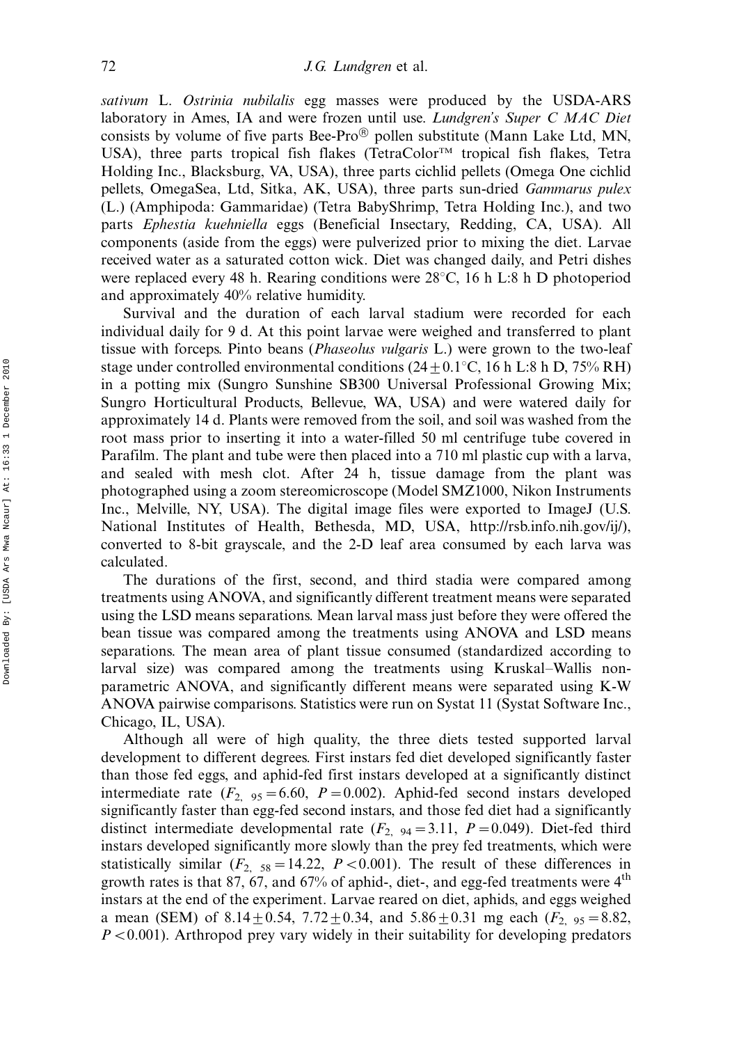*sativum* L. *Ostrinia nubilalis* egg masses were produced by the USDA-ARS laboratory in Ames, IA and were frozen until use. *Lundgren's Super C MAC Diet* consists by volume of five parts Bee-Pro® pollen substitute (Mann Lake Ltd, MN, USA), three parts tropical fish flakes (TetraColor™ tropical fish flakes, Tetra Holding Inc., Blacksburg, VA, USA), three parts cichlid pellets (Omega One cichlid pellets, OmegaSea, Ltd, Sitka, AK, USA), three parts sun-dried *Gammarus pulex* (L.) (Amphipoda: Gammaridae) (Tetra BabyShrimp, Tetra Holding Inc.), and two parts *Ephestia kuehniella* eggs (Beneficial Insectary, Redding, CA, USA). All components (aside from the eggs) were pulverized prior to mixing the diet. Larvae received water as a saturated cotton wick. Diet was changed daily, and Petri dishes were replaced every 48 h. Rearing conditions were 28°C, 16 h L:8 h D photoperiod and approximately 40% relative humidity.

Survival and the duration of each larval stadium were recorded for each individual daily for 9 d. At this point larvae were weighed and transferred to plant tissue with forceps. Pinto beans (*Phaseolus vulgaris* L.) were grown to the two-leaf stage under controlled environmental conditions ($24 \pm 0.1$°C, 16 h L:8 h D, 75% RH) in a potting mix (Sungro Sunshine SB300 Universal Professional Growing Mix; Sungro Horticultural Products, Bellevue, WA, USA) and were watered daily for approximately 14 d. Plants were removed from the soil, and soil was washed from the root mass prior to inserting it into a water-filled 50 ml centrifuge tube covered in Parafilm. The plant and tube were then placed into a 710 ml plastic cup with a larva, and sealed with mesh clot. After 24 h, tissue damage from the plant was photographed using a zoom stereomicroscope (Model SMZ1000, Nikon Instruments Inc., Melville, NY, USA). The digital image files were exported to ImageJ (U.S. National Institutes of Health, Bethesda, MD, USA, http://rsb.info.nih.gov/ij/), converted to 8-bit grayscale, and the 2-D leaf area consumed by each larva was calculated.

The durations of the first, second, and third stadia were compared among treatments using ANOVA, and significantly different treatment means were separated using the LSD means separations. Mean larval mass just before they were offered the bean tissue was compared among the treatments using ANOVA and LSD means separations. The mean area of plant tissue consumed (standardized according to larval size) was compared among the treatments using Kruskal–Wallis non-parametric ANOVA, and significantly different means were separated using K-W ANOVA pairwise comparisons. Statistics were run on Systat 11 (Systat Software Inc., Chicago, IL, USA).

Although all were of high quality, the three diets tested supported larval development to different degrees. First instars fed diet developed significantly faster than those fed eggs, and aphid-fed first instars developed at a significantly distinct intermediate rate ($F_{2,\ 95} = 6.60$, $P = 0.002$). Aphid-fed second instars developed significantly faster than egg-fed second instars, and those fed diet had a significantly distinct intermediate developmental rate ($F_{2,\ 94} = 3.11$, $P = 0.049$). Diet-fed third instars developed significantly more slowly than the prey fed treatments, which were statistically similar ($F_{2,\ 58} = 14.22$, $P < 0.001$). The result of these differences in growth rates is that 87, 67, and 67% of aphid-, diet-, and egg-fed treatments were 4th instars at the end of the experiment. Larvae reared on diet, aphids, and eggs weighed a mean (SEM) of $8.14 \pm 0.54$, $7.72 \pm 0.34$, and $5.86 \pm 0.31$ mg each ($F_{2,\ 95} = 8.82$, $P < 0.001$). Arthropod prey vary widely in their suitability for developing predators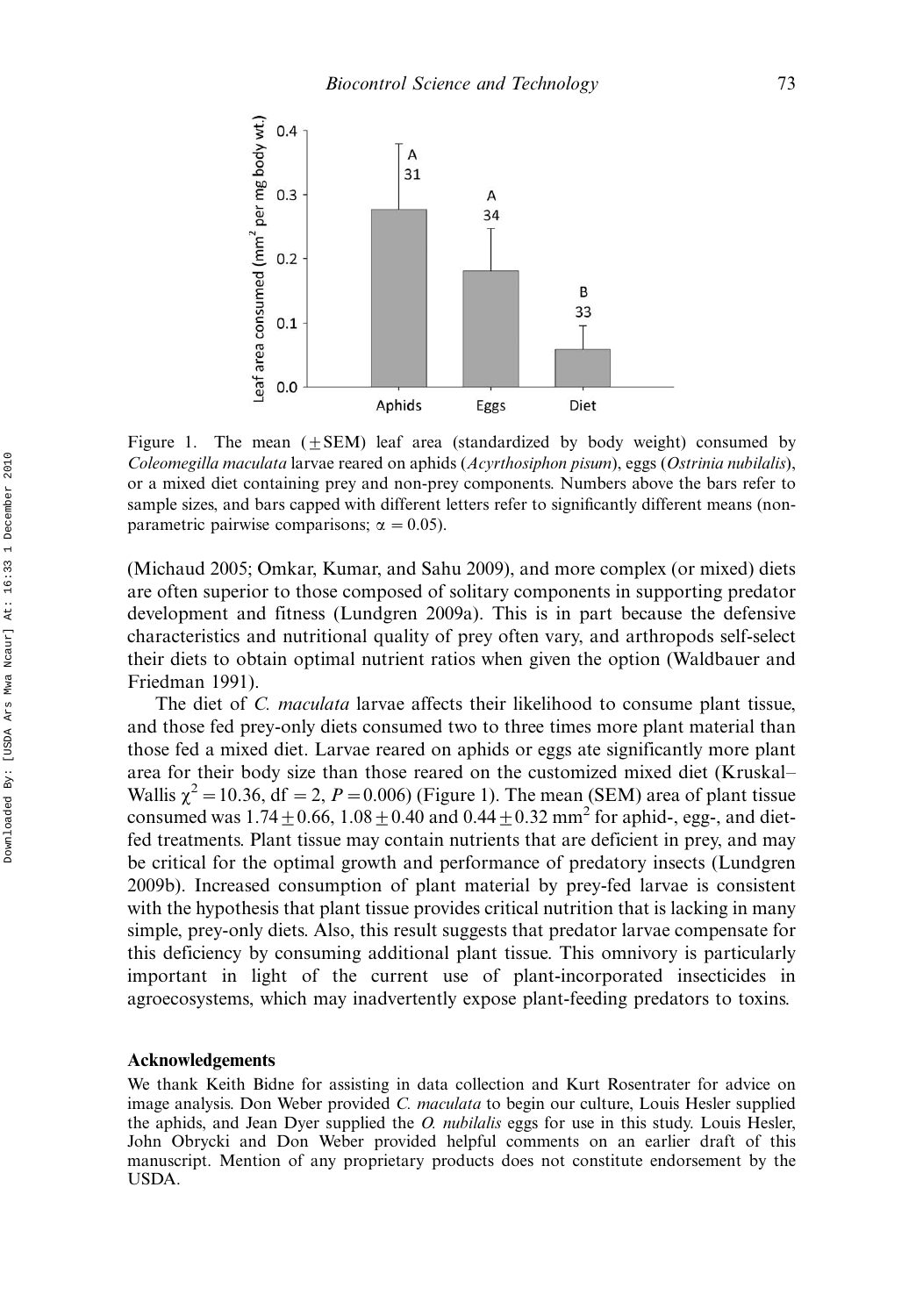Figure 1. The mean ($\pm$SEM) leaf area (standardized by body weight) consumed by *Coleomegilla maculata* larvae reared on aphids (*Acyrthosiphon pisum*), eggs (*Ostrinia nubilalis*), or a mixed diet containing prey and non-prey components. Numbers above the bars refer to sample sizes, and bars capped with different letters refer to significantly different means (non-parametric pairwise comparisons; $\alpha = 0.05$).

(Michaud 2005; Omkar, Kumar, and Sahu 2009), and more complex (or mixed) diets are often superior to those composed of solitary components in supporting predator development and fitness (Lundgren 2009a). This is in part because the defensive characteristics and nutritional quality of prey often vary, and arthropods self-select their diets to obtain optimal nutrient ratios when given the option (Waldbauer and Friedman 1991).

The diet of *C. maculata* larvae affects their likelihood to consume plant tissue, and those fed prey-only diets consumed two to three times more plant material than those fed a mixed diet. Larvae reared on aphids or eggs ate significantly more plant area for their body size than those reared on the customized mixed diet (Kruskal–Wallis $\chi^2 = 10.36$, df $= 2$, $P = 0.006$) (Figure 1). The mean (SEM) area of plant tissue consumed was $1.74 \pm 0.66$, $1.08 \pm 0.40$ and $0.44 \pm 0.32$ mm$^2$ for aphid-, egg-, and diet-fed treatments. Plant tissue may contain nutrients that are deficient in prey, and may be critical for the optimal growth and performance of predatory insects (Lundgren 2009b). Increased consumption of plant material by prey-fed larvae is consistent with the hypothesis that plant tissue provides critical nutrition that is lacking in many simple, prey-only diets. Also, this result suggests that predator larvae compensate for this deficiency by consuming additional plant tissue. This omnivory is particularly important in light of the current use of plant-incorporated insecticides in agroecosystems, which may inadvertently expose plant-feeding predators to toxins.

### Acknowledgements

We thank Keith Bidne for assisting in data collection and Kurt Rosentrater for advice on image analysis. Don Weber provided *C. maculata* to begin our culture, Louis Hesler supplied the aphids, and Jean Dyer supplied the *O. nubilalis* eggs for use in this study. Louis Hesler, John Obrycki and Don Weber provided helpful comments on an earlier draft of this manuscript. Mention of any proprietary products does not constitute endorsement by the USDA.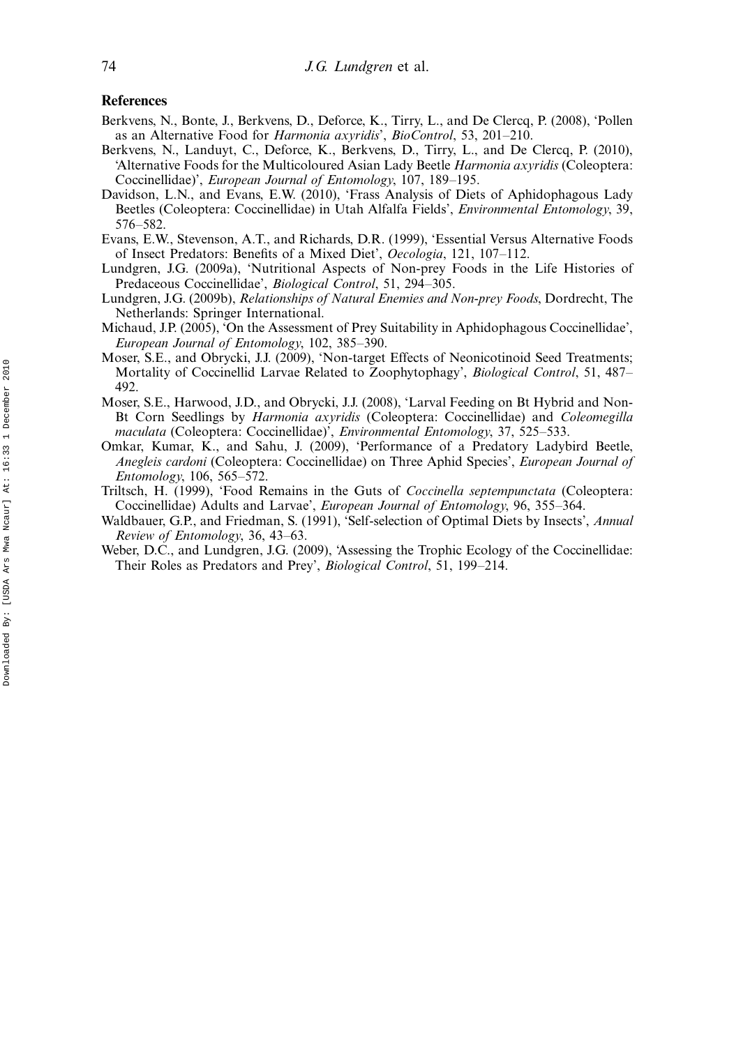## References

Berkvens, N., Bonte, J., Berkvens, D., Deforce, K., Tirry, L., and De Clercq, P. (2008), 'Pollen as an Alternative Food for *Harmonia axyridis*', *BioControl*, 53, 201–210.

Berkvens, N., Landuyt, C., Deforce, K., Berkvens, D., Tirry, L., and De Clercq, P. (2010), 'Alternative Foods for the Multicoloured Asian Lady Beetle *Harmonia axyridis* (Coleoptera: Coccinellidae)', *European Journal of Entomology*, 107, 189–195.

Davidson, L.N., and Evans, E.W. (2010), 'Frass Analysis of Diets of Aphidophagous Lady Beetles (Coleoptera: Coccinellidae) in Utah Alfalfa Fields', *Environmental Entomology*, 39, 576–582.

Evans, E.W., Stevenson, A.T., and Richards, D.R. (1999), 'Essential Versus Alternative Foods of Insect Predators: Benefits of a Mixed Diet', *Oecologia*, 121, 107–112.

Lundgren, J.G. (2009a), 'Nutritional Aspects of Non-prey Foods in the Life Histories of Predaceous Coccinellidae', *Biological Control*, 51, 294–305.

Lundgren, J.G. (2009b), *Relationships of Natural Enemies and Non-prey Foods*, Dordrecht, The Netherlands: Springer International.

Michaud, J.P. (2005), 'On the Assessment of Prey Suitability in Aphidophagous Coccinellidae', *European Journal of Entomology*, 102, 385–390.

Moser, S.E., and Obrycki, J.J. (2009), 'Non-target Effects of Neonicotinoid Seed Treatments; Mortality of Coccinellid Larvae Related to Zoophytophagy', *Biological Control*, 51, 487–492.

Moser, S.E., Harwood, J.D., and Obrycki, J.J. (2008), 'Larval Feeding on Bt Hybrid and Non-Bt Corn Seedlings by *Harmonia axyridis* (Coleoptera: Coccinellidae) and *Coleomegilla maculata* (Coleoptera: Coccinellidae)', *Environmental Entomology*, 37, 525–533.

Omkar, Kumar, K., and Sahu, J. (2009), 'Performance of a Predatory Ladybird Beetle, *Anegleis cardoni* (Coleoptera: Coccinellidae) on Three Aphid Species', *European Journal of Entomology*, 106, 565–572.

Triltsch, H. (1999), 'Food Remains in the Guts of *Coccinella septempunctata* (Coleoptera: Coccinellidae) Adults and Larvae', *European Journal of Entomology*, 96, 355–364.

Waldbauer, G.P., and Friedman, S. (1991), 'Self-selection of Optimal Diets by Insects', *Annual Review of Entomology*, 36, 43–63.

Weber, D.C., and Lundgren, J.G. (2009), 'Assessing the Trophic Ecology of the Coccinellidae: Their Roles as Predators and Prey', *Biological Control*, 51, 199–214.